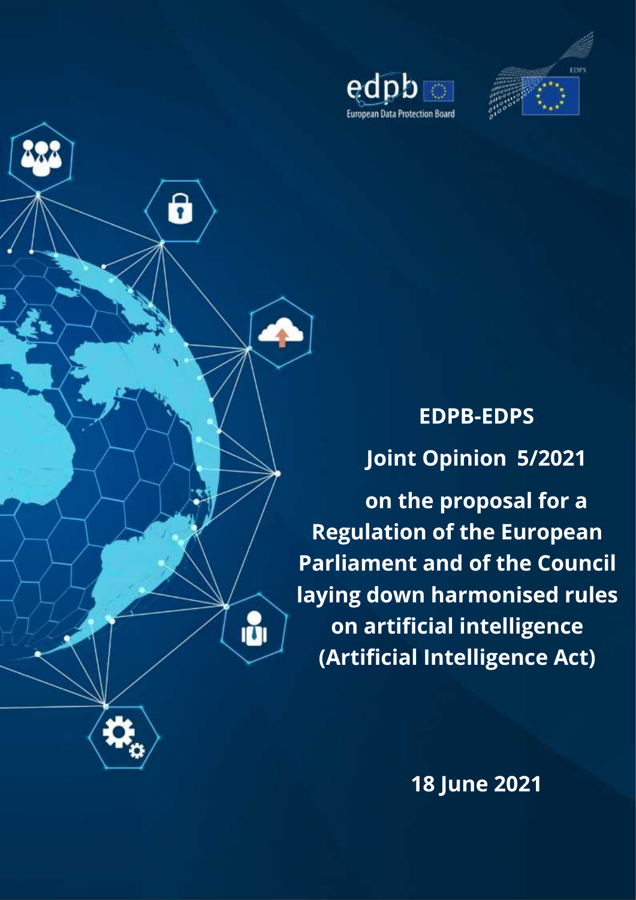edpb European Data Protection Board

EDPS

# EDPB-EDPS

# Joint Opinion 5/2021

# on the proposal for a Regulation of the European Parliament and of the Council laying down harmonised rules on artificial intelligence (Artificial Intelligence Act)

**18 June 2021**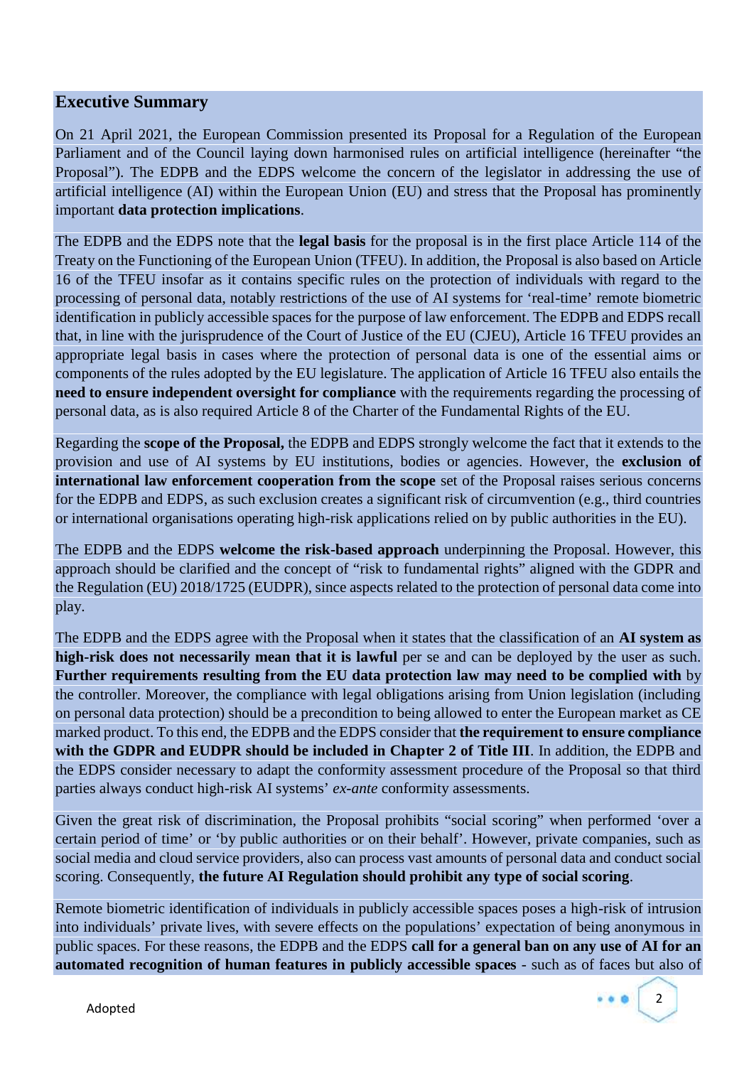## Executive Summary

On 21 April 2021, the European Commission presented its Proposal for a Regulation of the European Parliament and of the Council laying down harmonised rules on artificial intelligence (hereinafter "the Proposal"). The EDPB and the EDPS welcome the concern of the legislator in addressing the use of artificial intelligence (AI) within the European Union (EU) and stress that the Proposal has prominently important **data protection implications**.

The EDPB and the EDPS note that the **legal basis** for the proposal is in the first place Article 114 of the Treaty on the Functioning of the European Union (TFEU). In addition, the Proposal is also based on Article 16 of the TFEU insofar as it contains specific rules on the protection of individuals with regard to the processing of personal data, notably restrictions of the use of AI systems for 'real-time' remote biometric identification in publicly accessible spaces for the purpose of law enforcement. The EDPB and EDPS recall that, in line with the jurisprudence of the Court of Justice of the EU (CJEU), Article 16 TFEU provides an appropriate legal basis in cases where the protection of personal data is one of the essential aims or components of the rules adopted by the EU legislature. The application of Article 16 TFEU also entails the **need to ensure independent oversight for compliance** with the requirements regarding the processing of personal data, as is also required Article 8 of the Charter of the Fundamental Rights of the EU.

Regarding the **scope of the Proposal,** the EDPB and EDPS strongly welcome the fact that it extends to the provision and use of AI systems by EU institutions, bodies or agencies. However, the **exclusion of international law enforcement cooperation from the scope** set of the Proposal raises serious concerns for the EDPB and EDPS, as such exclusion creates a significant risk of circumvention (e.g., third countries or international organisations operating high-risk applications relied on by public authorities in the EU).

The EDPB and the EDPS **welcome the risk-based approach** underpinning the Proposal. However, this approach should be clarified and the concept of "risk to fundamental rights" aligned with the GDPR and the Regulation (EU) 2018/1725 (EUDPR), since aspects related to the protection of personal data come into play.

The EDPB and the EDPS agree with the Proposal when it states that the classification of an **AI system as high-risk does not necessarily mean that it is lawful** per se and can be deployed by the user as such. **Further requirements resulting from the EU data protection law may need to be complied with** by the controller. Moreover, the compliance with legal obligations arising from Union legislation (including on personal data protection) should be a precondition to being allowed to enter the European market as CE marked product. To this end, the EDPB and the EDPS consider that **the requirement to ensure compliance with the GDPR and EUDPR should be included in Chapter 2 of Title III**. In addition, the EDPB and the EDPS consider necessary to adapt the conformity assessment procedure of the Proposal so that third parties always conduct high-risk AI systems' *ex-ante* conformity assessments.

Given the great risk of discrimination, the Proposal prohibits "social scoring" when performed 'over a certain period of time' or 'by public authorities or on their behalf'. However, private companies, such as social media and cloud service providers, also can process vast amounts of personal data and conduct social scoring. Consequently, **the future AI Regulation should prohibit any type of social scoring**.

Remote biometric identification of individuals in publicly accessible spaces poses a high-risk of intrusion into individuals' private lives, with severe effects on the populations' expectation of being anonymous in public spaces. For these reasons, the EDPB and the EDPS **call for a general ban on any use of AI for an automated recognition of human features in publicly accessible spaces** - such as of faces but also of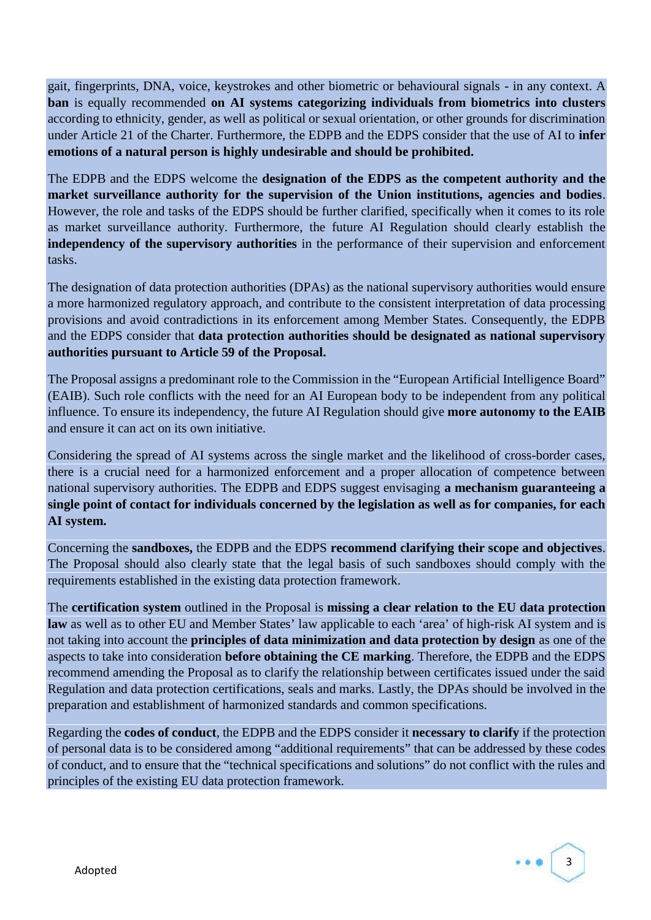gait, fingerprints, DNA, voice, keystrokes and other biometric or behavioural signals - in any context. A **ban** is equally recommended **on AI systems categorizing individuals from biometrics into clusters** according to ethnicity, gender, as well as political or sexual orientation, or other grounds for discrimination under Article 21 of the Charter. Furthermore, the EDPB and the EDPS consider that the use of AI to **infer emotions of a natural person is highly undesirable and should be prohibited.**

The EDPB and the EDPS welcome the **designation of the EDPS as the competent authority and the market surveillance authority for the supervision of the Union institutions, agencies and bodies**. However, the role and tasks of the EDPS should be further clarified, specifically when it comes to its role as market surveillance authority. Furthermore, the future AI Regulation should clearly establish the **independency of the supervisory authorities** in the performance of their supervision and enforcement tasks.

The designation of data protection authorities (DPAs) as the national supervisory authorities would ensure a more harmonized regulatory approach, and contribute to the consistent interpretation of data processing provisions and avoid contradictions in its enforcement among Member States. Consequently, the EDPB and the EDPS consider that **data protection authorities should be designated as national supervisory authorities pursuant to Article 59 of the Proposal.**

The Proposal assigns a predominant role to the Commission in the "European Artificial Intelligence Board" (EAIB). Such role conflicts with the need for an AI European body to be independent from any political influence. To ensure its independency, the future AI Regulation should give **more autonomy to the EAIB** and ensure it can act on its own initiative.

Considering the spread of AI systems across the single market and the likelihood of cross-border cases, there is a crucial need for a harmonized enforcement and a proper allocation of competence between national supervisory authorities. The EDPB and EDPS suggest envisaging **a mechanism guaranteeing a single point of contact for individuals concerned by the legislation as well as for companies, for each AI system.**

Concerning the **sandboxes,** the EDPB and the EDPS **recommend clarifying their scope and objectives**. The Proposal should also clearly state that the legal basis of such sandboxes should comply with the requirements established in the existing data protection framework.

The **certification system** outlined in the Proposal is **missing a clear relation to the EU data protection law** as well as to other EU and Member States' law applicable to each 'area' of high-risk AI system and is not taking into account the **principles of data minimization and data protection by design** as one of the aspects to take into consideration **before obtaining the CE marking**. Therefore, the EDPB and the EDPS recommend amending the Proposal as to clarify the relationship between certificates issued under the said Regulation and data protection certifications, seals and marks. Lastly, the DPAs should be involved in the preparation and establishment of harmonized standards and common specifications.

Regarding the **codes of conduct**, the EDPB and the EDPS consider it **necessary to clarify** if the protection of personal data is to be considered among "additional requirements" that can be addressed by these codes of conduct, and to ensure that the "technical specifications and solutions" do not conflict with the rules and principles of the existing EU data protection framework.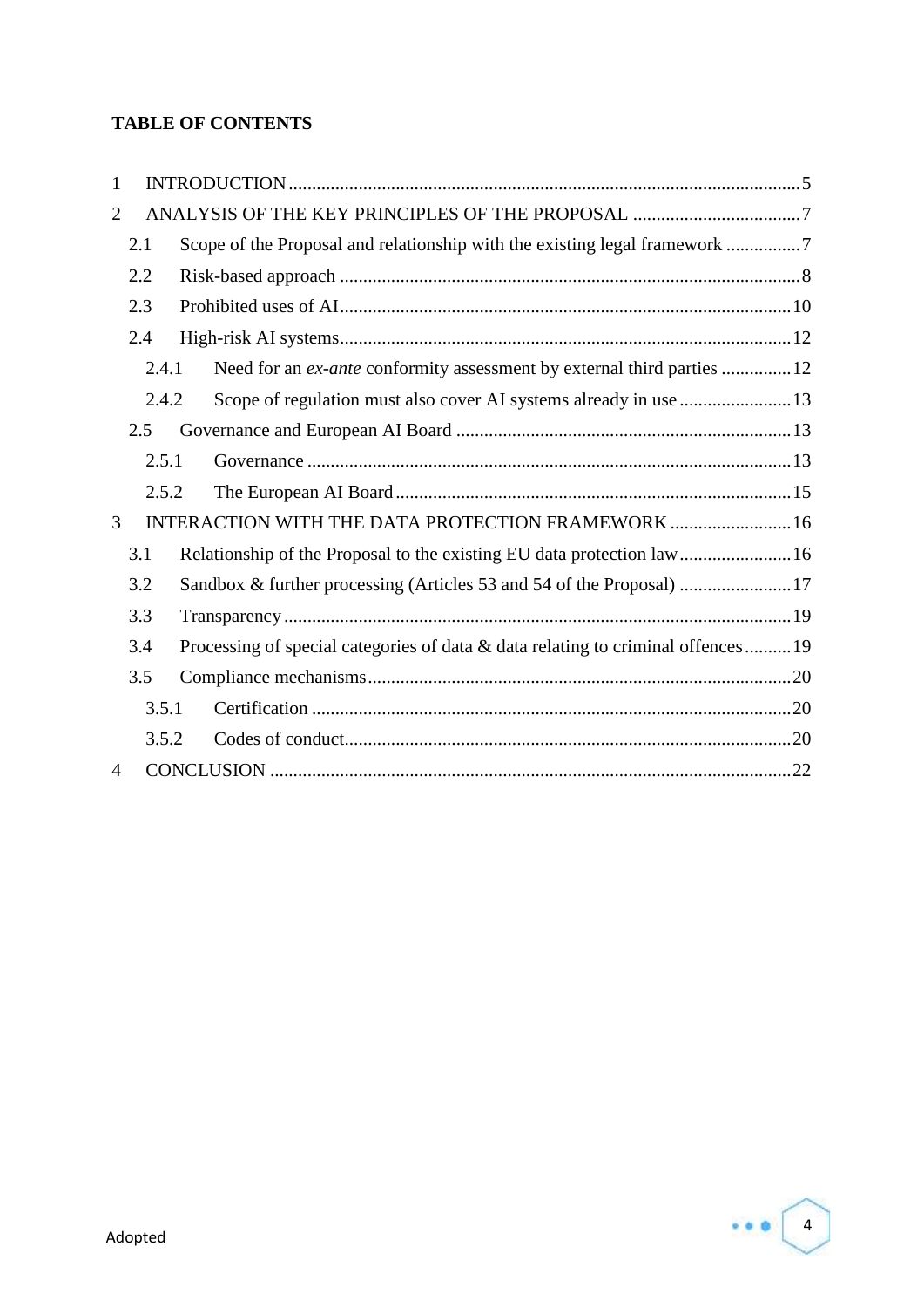**TABLE OF CONTENTS**

1 INTRODUCTION ..... 5

2 ANALYSIS OF THE KEY PRINCIPLES OF THE PROPOSAL ..... 7

- 2.1 Scope of the Proposal and relationship with the existing legal framework ..... 7
- 2.2 Risk-based approach ..... 8
- 2.3 Prohibited uses of AI ..... 10
- 2.4 High-risk AI systems ..... 12
  - 2.4.1 Need for an *ex-ante* conformity assessment by external third parties ..... 12
  - 2.4.2 Scope of regulation must also cover AI systems already in use ..... 13
- 2.5 Governance and European AI Board ..... 13
  - 2.5.1 Governance ..... 13
  - 2.5.2 The European AI Board ..... 15

3 INTERACTION WITH THE DATA PROTECTION FRAMEWORK ..... 16

- 3.1 Relationship of the Proposal to the existing EU data protection law ..... 16
- 3.2 Sandbox & further processing (Articles 53 and 54 of the Proposal) ..... 17
- 3.3 Transparency ..... 19
- 3.4 Processing of special categories of data & data relating to criminal offences ..... 19
- 3.5 Compliance mechanisms ..... 20
  - 3.5.1 Certification ..... 20
  - 3.5.2 Codes of conduct ..... 20

4 CONCLUSION ..... 22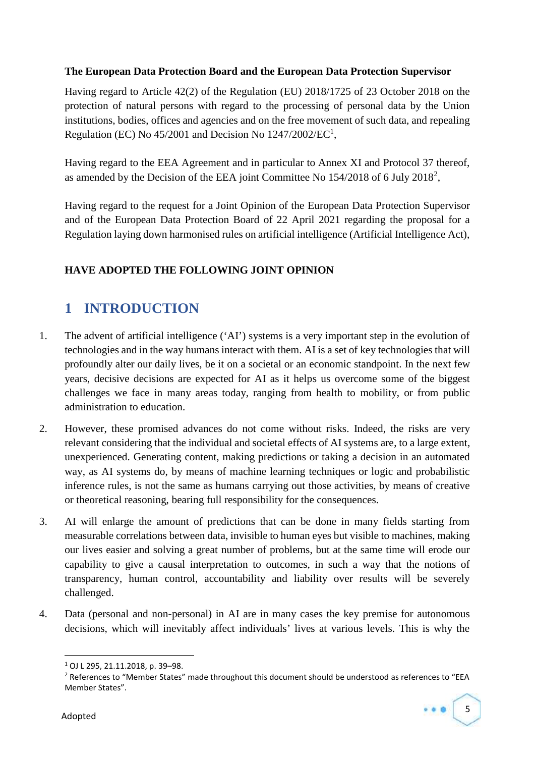**The European Data Protection Board and the European Data Protection Supervisor**

Having regard to Article 42(2) of the Regulation (EU) 2018/1725 of 23 October 2018 on the protection of natural persons with regard to the processing of personal data by the Union institutions, bodies, offices and agencies and on the free movement of such data, and repealing Regulation (EC) No 45/2001 and Decision No 1247/2002/EC[1],

Having regard to the EEA Agreement and in particular to Annex XI and Protocol 37 thereof, as amended by the Decision of the EEA joint Committee No 154/2018 of 6 July 2018[2],

Having regard to the request for a Joint Opinion of the European Data Protection Supervisor and of the European Data Protection Board of 22 April 2021 regarding the proposal for a Regulation laying down harmonised rules on artificial intelligence (Artificial Intelligence Act),

**HAVE ADOPTED THE FOLLOWING JOINT OPINION**

# 1 INTRODUCTION

1. The advent of artificial intelligence ('AI') systems is a very important step in the evolution of technologies and in the way humans interact with them. AI is a set of key technologies that will profoundly alter our daily lives, be it on a societal or an economic standpoint. In the next few years, decisive decisions are expected for AI as it helps us overcome some of the biggest challenges we face in many areas today, ranging from health to mobility, or from public administration to education.

2. However, these promised advances do not come without risks. Indeed, the risks are very relevant considering that the individual and societal effects of AI systems are, to a large extent, unexperienced. Generating content, making predictions or taking a decision in an automated way, as AI systems do, by means of machine learning techniques or logic and probabilistic inference rules, is not the same as humans carrying out those activities, by means of creative or theoretical reasoning, bearing full responsibility for the consequences.

3. AI will enlarge the amount of predictions that can be done in many fields starting from measurable correlations between data, invisible to human eyes but visible to machines, making our lives easier and solving a great number of problems, but at the same time will erode our capability to give a causal interpretation to outcomes, in such a way that the notions of transparency, human control, accountability and liability over results will be severely challenged.

4. Data (personal and non-personal) in AI are in many cases the key premise for autonomous decisions, which will inevitably affect individuals' lives at various levels. This is why the

---

[1] OJ L 295, 21.11.2018, p. 39–98.

[2] References to "Member States" made throughout this document should be understood as references to "EEA Member States".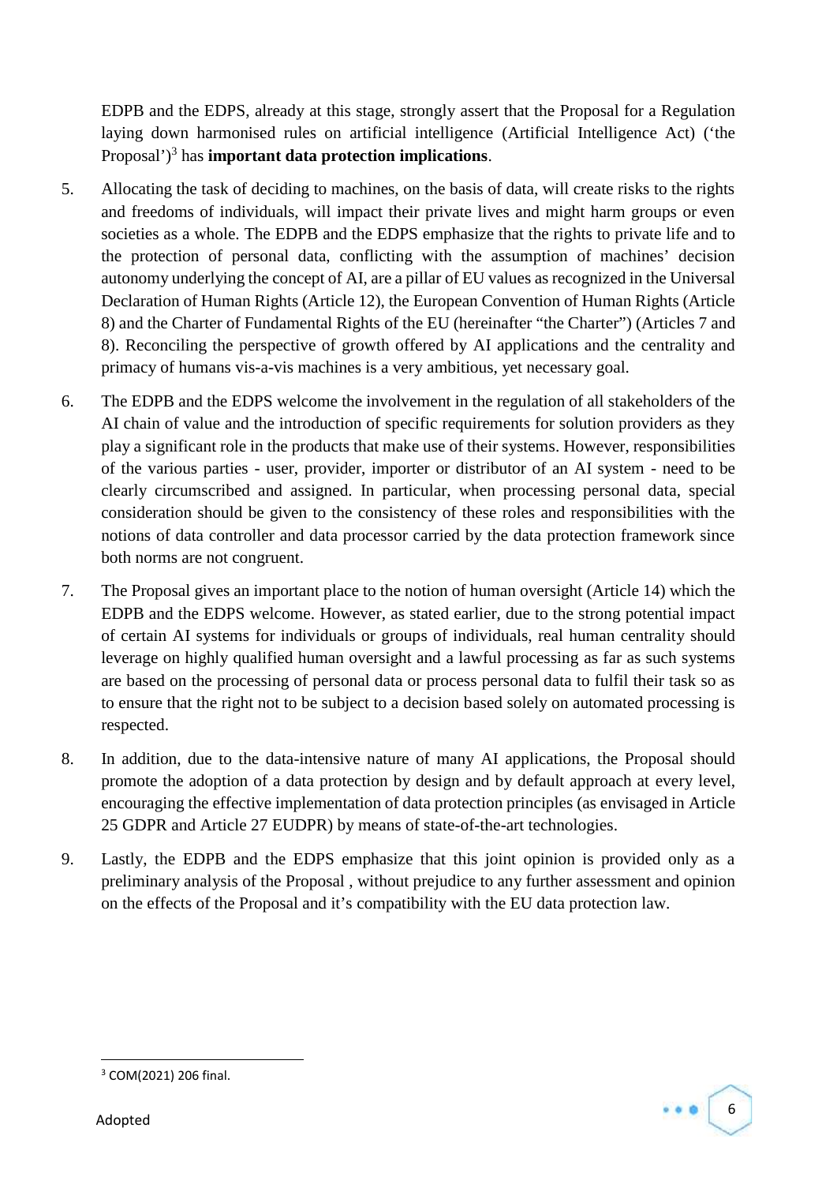EDPB and the EDPS, already at this stage, strongly assert that the Proposal for a Regulation laying down harmonised rules on artificial intelligence (Artificial Intelligence Act) ('the Proposal')[3] has **important data protection implications**.

5. Allocating the task of deciding to machines, on the basis of data, will create risks to the rights and freedoms of individuals, will impact their private lives and might harm groups or even societies as a whole. The EDPB and the EDPS emphasize that the rights to private life and to the protection of personal data, conflicting with the assumption of machines' decision autonomy underlying the concept of AI, are a pillar of EU values as recognized in the Universal Declaration of Human Rights (Article 12), the European Convention of Human Rights (Article 8) and the Charter of Fundamental Rights of the EU (hereinafter "the Charter") (Articles 7 and 8). Reconciling the perspective of growth offered by AI applications and the centrality and primacy of humans vis-a-vis machines is a very ambitious, yet necessary goal.

6. The EDPB and the EDPS welcome the involvement in the regulation of all stakeholders of the AI chain of value and the introduction of specific requirements for solution providers as they play a significant role in the products that make use of their systems. However, responsibilities of the various parties - user, provider, importer or distributor of an AI system - need to be clearly circumscribed and assigned. In particular, when processing personal data, special consideration should be given to the consistency of these roles and responsibilities with the notions of data controller and data processor carried by the data protection framework since both norms are not congruent.

7. The Proposal gives an important place to the notion of human oversight (Article 14) which the EDPB and the EDPS welcome. However, as stated earlier, due to the strong potential impact of certain AI systems for individuals or groups of individuals, real human centrality should leverage on highly qualified human oversight and a lawful processing as far as such systems are based on the processing of personal data or process personal data to fulfil their task so as to ensure that the right not to be subject to a decision based solely on automated processing is respected.

8. In addition, due to the data-intensive nature of many AI applications, the Proposal should promote the adoption of a data protection by design and by default approach at every level, encouraging the effective implementation of data protection principles (as envisaged in Article 25 GDPR and Article 27 EUDPR) by means of state-of-the-art technologies.

9. Lastly, the EDPB and the EDPS emphasize that this joint opinion is provided only as a preliminary analysis of the Proposal , without prejudice to any further assessment and opinion on the effects of the Proposal and it's compatibility with the EU data protection law.

---

[3] COM(2021) 206 final.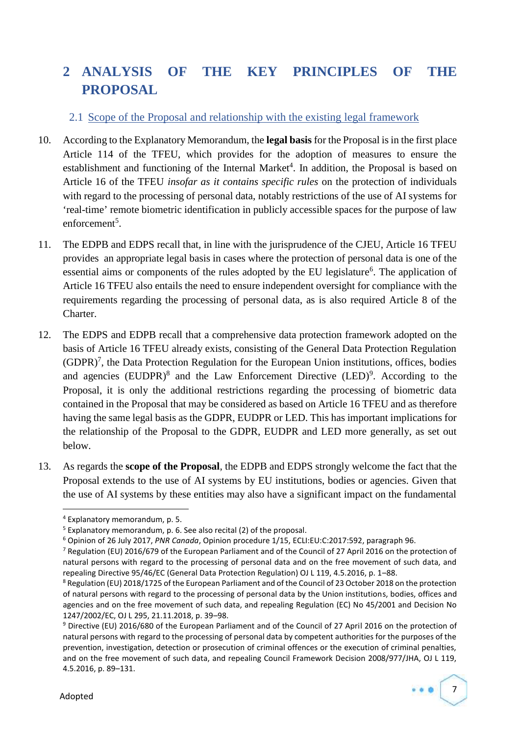# 2 ANALYSIS OF THE KEY PRINCIPLES OF THE PROPOSAL

## 2.1 Scope of the Proposal and relationship with the existing legal framework

10. According to the Explanatory Memorandum, the **legal basis** for the Proposal is in the first place Article 114 of the TFEU, which provides for the adoption of measures to ensure the establishment and functioning of the Internal Market[4]. In addition, the Proposal is based on Article 16 of the TFEU *insofar as it contains specific rules* on the protection of individuals with regard to the processing of personal data, notably restrictions of the use of AI systems for 'real-time' remote biometric identification in publicly accessible spaces for the purpose of law enforcement[5].

11. The EDPB and EDPS recall that, in line with the jurisprudence of the CJEU, Article 16 TFEU provides an appropriate legal basis in cases where the protection of personal data is one of the essential aims or components of the rules adopted by the EU legislature[6]. The application of Article 16 TFEU also entails the need to ensure independent oversight for compliance with the requirements regarding the processing of personal data, as is also required Article 8 of the Charter.

12. The EDPS and EDPB recall that a comprehensive data protection framework adopted on the basis of Article 16 TFEU already exists, consisting of the General Data Protection Regulation (GDPR)[7], the Data Protection Regulation for the European Union institutions, offices, bodies and agencies (EUDPR)[8] and the Law Enforcement Directive (LED)[9]. According to the Proposal, it is only the additional restrictions regarding the processing of biometric data contained in the Proposal that may be considered as based on Article 16 TFEU and as therefore having the same legal basis as the GDPR, EUDPR or LED. This has important implications for the relationship of the Proposal to the GDPR, EUDPR and LED more generally, as set out below.

13. As regards the **scope of the Proposal**, the EDPB and EDPS strongly welcome the fact that the Proposal extends to the use of AI systems by EU institutions, bodies or agencies. Given that the use of AI systems by these entities may also have a significant impact on the fundamental

---

[4] Explanatory memorandum, p. 5.

[5] Explanatory memorandum, p. 6. See also recital (2) of the proposal.

[6] Opinion of 26 July 2017, *PNR Canada*, Opinion procedure 1/15, ECLI:EU:C:2017:592, paragraph 96.

[7] Regulation (EU) 2016/679 of the European Parliament and of the Council of 27 April 2016 on the protection of natural persons with regard to the processing of personal data and on the free movement of such data, and repealing Directive 95/46/EC (General Data Protection Regulation) OJ L 119, 4.5.2016, p. 1–88.

[8] Regulation (EU) 2018/1725 of the European Parliament and of the Council of 23 October 2018 on the protection of natural persons with regard to the processing of personal data by the Union institutions, bodies, offices and agencies and on the free movement of such data, and repealing Regulation (EC) No 45/2001 and Decision No 1247/2002/EC, OJ L 295, 21.11.2018, p. 39–98.

[9] Directive (EU) 2016/680 of the European Parliament and of the Council of 27 April 2016 on the protection of natural persons with regard to the processing of personal data by competent authorities for the purposes of the prevention, investigation, detection or prosecution of criminal offences or the execution of criminal penalties, and on the free movement of such data, and repealing Council Framework Decision 2008/977/JHA, OJ L 119, 4.5.2016, p. 89–131.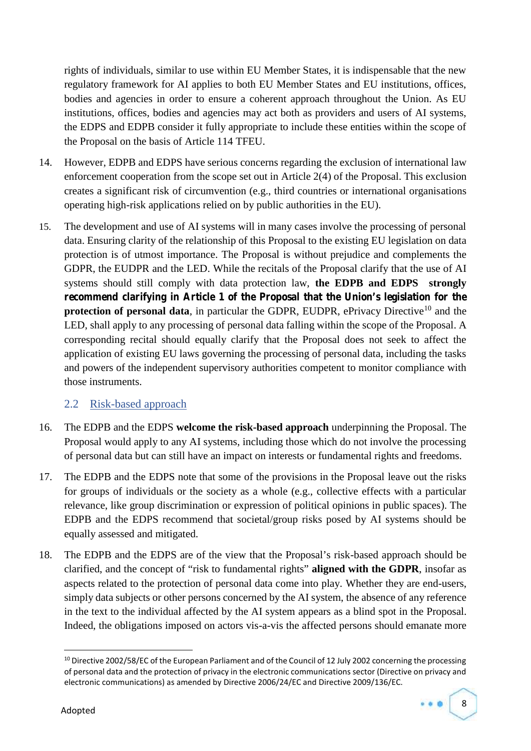rights of individuals, similar to use within EU Member States, it is indispensable that the new regulatory framework for AI applies to both EU Member States and EU institutions, offices, bodies and agencies in order to ensure a coherent approach throughout the Union. As EU institutions, offices, bodies and agencies may act both as providers and users of AI systems, the EDPS and EDPB consider it fully appropriate to include these entities within the scope of the Proposal on the basis of Article 114 TFEU.

14. However, EDPB and EDPS have serious concerns regarding the exclusion of international law enforcement cooperation from the scope set out in Article 2(4) of the Proposal. This exclusion creates a significant risk of circumvention (e.g., third countries or international organisations operating high-risk applications relied on by public authorities in the EU).

15. The development and use of AI systems will in many cases involve the processing of personal data. Ensuring clarity of the relationship of this Proposal to the existing EU legislation on data protection is of utmost importance. The Proposal is without prejudice and complements the GDPR, the EUDPR and the LED. While the recitals of the Proposal clarify that the use of AI systems should still comply with data protection law, **the EDPB and EDPS strongly recommend clarifying in Article 1 of the Proposal that the Union's legislation for the protection of personal data**, in particular the GDPR, EUDPR, ePrivacy Directive[10] and the LED, shall apply to any processing of personal data falling within the scope of the Proposal. A corresponding recital should equally clarify that the Proposal does not seek to affect the application of existing EU laws governing the processing of personal data, including the tasks and powers of the independent supervisory authorities competent to monitor compliance with those instruments.

## 2.2 Risk-based approach

16. The EDPB and the EDPS **welcome the risk-based approach** underpinning the Proposal. The Proposal would apply to any AI systems, including those which do not involve the processing of personal data but can still have an impact on interests or fundamental rights and freedoms.

17. The EDPB and the EDPS note that some of the provisions in the Proposal leave out the risks for groups of individuals or the society as a whole (e.g., collective effects with a particular relevance, like group discrimination or expression of political opinions in public spaces). The EDPB and the EDPS recommend that societal/group risks posed by AI systems should be equally assessed and mitigated.

18. The EDPB and the EDPS are of the view that the Proposal's risk-based approach should be clarified, and the concept of "risk to fundamental rights" **aligned with the GDPR**, insofar as aspects related to the protection of personal data come into play. Whether they are end-users, simply data subjects or other persons concerned by the AI system, the absence of any reference in the text to the individual affected by the AI system appears as a blind spot in the Proposal. Indeed, the obligations imposed on actors vis-a-vis the affected persons should emanate more

[10] Directive 2002/58/EC of the European Parliament and of the Council of 12 July 2002 concerning the processing of personal data and the protection of privacy in the electronic communications sector (Directive on privacy and electronic communications) as amended by Directive 2006/24/EC and Directive 2009/136/EC.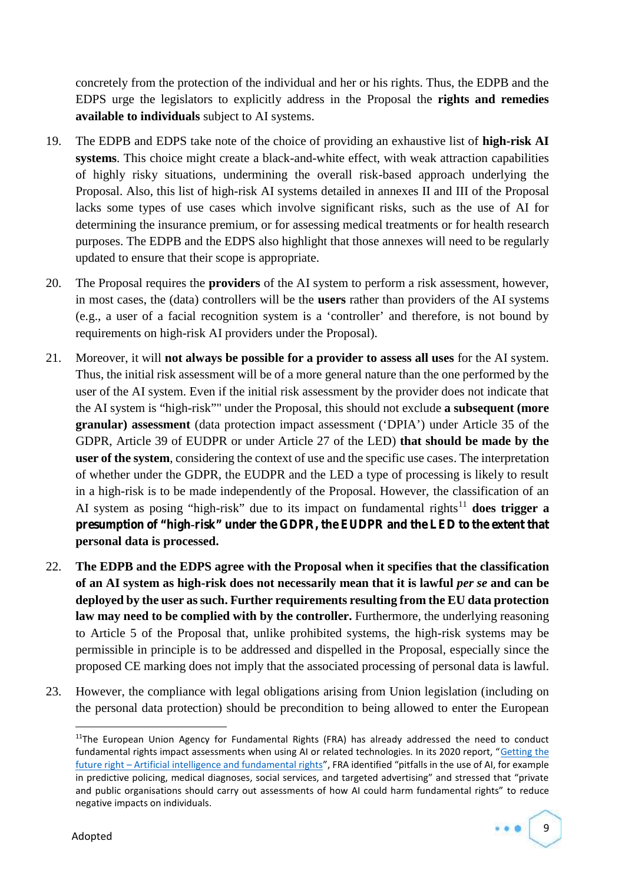concretely from the protection of the individual and her or his rights. Thus, the EDPB and the EDPS urge the legislators to explicitly address in the Proposal the **rights and remedies available to individuals** subject to AI systems.

19. The EDPB and EDPS take note of the choice of providing an exhaustive list of **high-risk AI systems**. This choice might create a black-and-white effect, with weak attraction capabilities of highly risky situations, undermining the overall risk-based approach underlying the Proposal. Also, this list of high-risk AI systems detailed in annexes II and III of the Proposal lacks some types of use cases which involve significant risks, such as the use of AI for determining the insurance premium, or for assessing medical treatments or for health research purposes. The EDPB and the EDPS also highlight that those annexes will need to be regularly updated to ensure that their scope is appropriate.

20. The Proposal requires the **providers** of the AI system to perform a risk assessment, however, in most cases, the (data) controllers will be the **users** rather than providers of the AI systems (e.g., a user of a facial recognition system is a 'controller' and therefore, is not bound by requirements on high-risk AI providers under the Proposal).

21. Moreover, it will **not always be possible for a provider to assess all uses** for the AI system. Thus, the initial risk assessment will be of a more general nature than the one performed by the user of the AI system. Even if the initial risk assessment by the provider does not indicate that the AI system is "high-risk"" under the Proposal, this should not exclude **a subsequent (more granular) assessment** (data protection impact assessment ('DPIA') under Article 35 of the GDPR, Article 39 of EUDPR or under Article 27 of the LED) **that should be made by the user of the system**, considering the context of use and the specific use cases. The interpretation of whether under the GDPR, the EUDPR and the LED a type of processing is likely to result in a high-risk is to be made independently of the Proposal. However, the classification of an AI system as posing "high-risk" due to its impact on fundamental rights[11] **does trigger a presumption of "high-risk" under the GDPR, the EUDPR and the LED to the extent that personal data is processed.**

22. **The EDPB and the EDPS agree with the Proposal when it specifies that the classification of an AI system as high-risk does not necessarily mean that it is lawful *per se* and can be deployed by the user as such. Further requirements resulting from the EU data protection law may need to be complied with by the controller.** Furthermore, the underlying reasoning to Article 5 of the Proposal that, unlike prohibited systems, the high-risk systems may be permissible in principle is to be addressed and dispelled in the Proposal, especially since the proposed CE marking does not imply that the associated processing of personal data is lawful.

23. However, the compliance with legal obligations arising from Union legislation (including on the personal data protection) should be precondition to being allowed to enter the European

---

[11] The European Union Agency for Fundamental Rights (FRA) has already addressed the need to conduct fundamental rights impact assessments when using AI or related technologies. In its 2020 report, "Getting the future right – Artificial intelligence and fundamental rights", FRA identified "pitfalls in the use of AI, for example in predictive policing, medical diagnoses, social services, and targeted advertising" and stressed that "private and public organisations should carry out assessments of how AI could harm fundamental rights" to reduce negative impacts on individuals.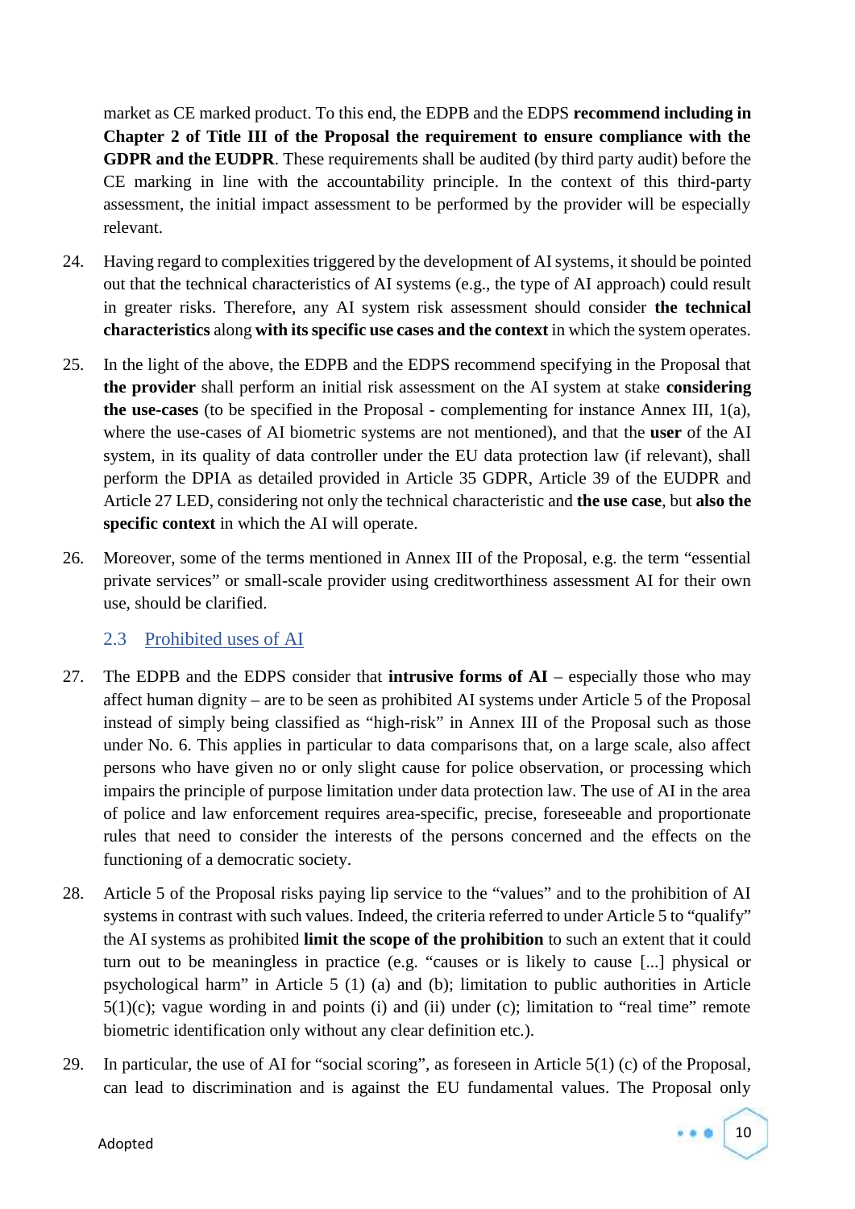market as CE marked product. To this end, the EDPB and the EDPS **recommend including in Chapter 2 of Title III of the Proposal the requirement to ensure compliance with the GDPR and the EUDPR**. These requirements shall be audited (by third party audit) before the CE marking in line with the accountability principle. In the context of this third-party assessment, the initial impact assessment to be performed by the provider will be especially relevant.

24. Having regard to complexities triggered by the development of AI systems, it should be pointed out that the technical characteristics of AI systems (e.g., the type of AI approach) could result in greater risks. Therefore, any AI system risk assessment should consider **the technical characteristics** along **with its specific use cases and the context** in which the system operates.

25. In the light of the above, the EDPB and the EDPS recommend specifying in the Proposal that **the provider** shall perform an initial risk assessment on the AI system at stake **considering the use-cases** (to be specified in the Proposal - complementing for instance Annex III, 1(a), where the use-cases of AI biometric systems are not mentioned), and that the **user** of the AI system, in its quality of data controller under the EU data protection law (if relevant), shall perform the DPIA as detailed provided in Article 35 GDPR, Article 39 of the EUDPR and Article 27 LED, considering not only the technical characteristic and **the use case**, but **also the specific context** in which the AI will operate.

26. Moreover, some of the terms mentioned in Annex III of the Proposal, e.g. the term "essential private services" or small-scale provider using creditworthiness assessment AI for their own use, should be clarified.

### 2.3 Prohibited uses of AI

27. The EDPB and the EDPS consider that **intrusive forms of AI** – especially those who may affect human dignity – are to be seen as prohibited AI systems under Article 5 of the Proposal instead of simply being classified as "high-risk" in Annex III of the Proposal such as those under No. 6. This applies in particular to data comparisons that, on a large scale, also affect persons who have given no or only slight cause for police observation, or processing which impairs the principle of purpose limitation under data protection law. The use of AI in the area of police and law enforcement requires area-specific, precise, foreseeable and proportionate rules that need to consider the interests of the persons concerned and the effects on the functioning of a democratic society.

28. Article 5 of the Proposal risks paying lip service to the "values" and to the prohibition of AI systems in contrast with such values. Indeed, the criteria referred to under Article 5 to "qualify" the AI systems as prohibited **limit the scope of the prohibition** to such an extent that it could turn out to be meaningless in practice (e.g. "causes or is likely to cause [...] physical or psychological harm" in Article 5 (1) (a) and (b); limitation to public authorities in Article 5(1)(c); vague wording in and points (i) and (ii) under (c); limitation to "real time" remote biometric identification only without any clear definition etc.).

29. In particular, the use of AI for "social scoring", as foreseen in Article 5(1) (c) of the Proposal, can lead to discrimination and is against the EU fundamental values. The Proposal only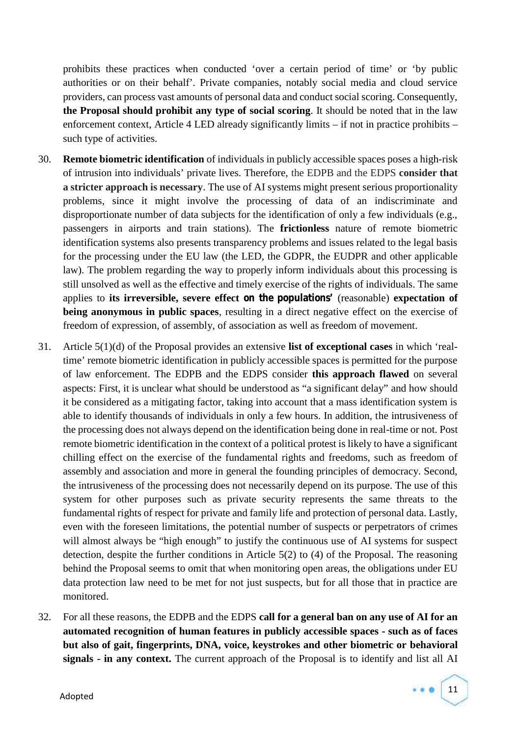prohibits these practices when conducted 'over a certain period of time' or 'by public authorities or on their behalf'. Private companies, notably social media and cloud service providers, can process vast amounts of personal data and conduct social scoring. Consequently, **the Proposal should prohibit any type of social scoring**. It should be noted that in the law enforcement context, Article 4 LED already significantly limits – if not in practice prohibits – such type of activities.

30. **Remote biometric identification** of individuals in publicly accessible spaces poses a high-risk of intrusion into individuals' private lives. Therefore, the EDPB and the EDPS **consider that a stricter approach is necessary**. The use of AI systems might present serious proportionality problems, since it might involve the processing of data of an indiscriminate and disproportionate number of data subjects for the identification of only a few individuals (e.g., passengers in airports and train stations). The **frictionless** nature of remote biometric identification systems also presents transparency problems and issues related to the legal basis for the processing under the EU law (the LED, the GDPR, the EUDPR and other applicable law). The problem regarding the way to properly inform individuals about this processing is still unsolved as well as the effective and timely exercise of the rights of individuals. The same applies to **its irreversible, severe effect on the populations'** (reasonable) **expectation of being anonymous in public spaces**, resulting in a direct negative effect on the exercise of freedom of expression, of assembly, of association as well as freedom of movement.

31. Article 5(1)(d) of the Proposal provides an extensive **list of exceptional cases** in which 'real-time' remote biometric identification in publicly accessible spaces is permitted for the purpose of law enforcement. The EDPB and the EDPS consider **this approach flawed** on several aspects: First, it is unclear what should be understood as "a significant delay" and how should it be considered as a mitigating factor, taking into account that a mass identification system is able to identify thousands of individuals in only a few hours. In addition, the intrusiveness of the processing does not always depend on the identification being done in real-time or not. Post remote biometric identification in the context of a political protest is likely to have a significant chilling effect on the exercise of the fundamental rights and freedoms, such as freedom of assembly and association and more in general the founding principles of democracy. Second, the intrusiveness of the processing does not necessarily depend on its purpose. The use of this system for other purposes such as private security represents the same threats to the fundamental rights of respect for private and family life and protection of personal data. Lastly, even with the foreseen limitations, the potential number of suspects or perpetrators of crimes will almost always be "high enough" to justify the continuous use of AI systems for suspect detection, despite the further conditions in Article 5(2) to (4) of the Proposal. The reasoning behind the Proposal seems to omit that when monitoring open areas, the obligations under EU data protection law need to be met for not just suspects, but for all those that in practice are monitored.

32. For all these reasons, the EDPB and the EDPS **call for a general ban on any use of AI for an automated recognition of human features in publicly accessible spaces - such as of faces but also of gait, fingerprints, DNA, voice, keystrokes and other biometric or behavioral signals - in any context.** The current approach of the Proposal is to identify and list all AI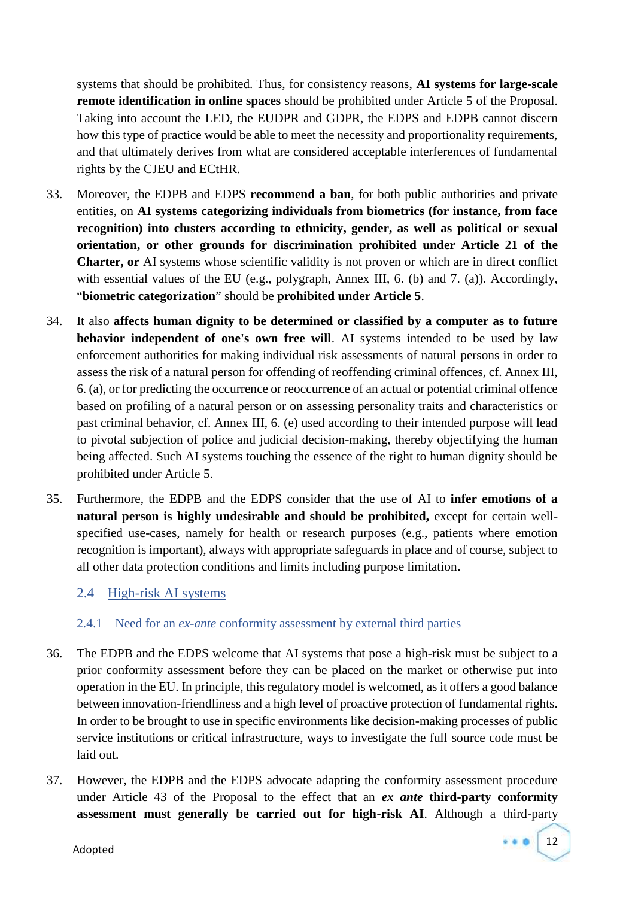systems that should be prohibited. Thus, for consistency reasons, **AI systems for large-scale remote identification in online spaces** should be prohibited under Article 5 of the Proposal. Taking into account the LED, the EUDPR and GDPR, the EDPS and EDPB cannot discern how this type of practice would be able to meet the necessity and proportionality requirements, and that ultimately derives from what are considered acceptable interferences of fundamental rights by the CJEU and ECtHR.

33. Moreover, the EDPB and EDPS **recommend a ban**, for both public authorities and private entities, on **AI systems categorizing individuals from biometrics (for instance, from face recognition) into clusters according to ethnicity, gender, as well as political or sexual orientation, or other grounds for discrimination prohibited under Article 21 of the Charter, or** AI systems whose scientific validity is not proven or which are in direct conflict with essential values of the EU (e.g., polygraph, Annex III, 6. (b) and 7. (a)). Accordingly, "**biometric categorization**" should be **prohibited under Article 5**.

34. It also **affects human dignity to be determined or classified by a computer as to future behavior independent of one's own free will**. AI systems intended to be used by law enforcement authorities for making individual risk assessments of natural persons in order to assess the risk of a natural person for offending of reoffending criminal offences, cf. Annex III, 6. (a), or for predicting the occurrence or reoccurrence of an actual or potential criminal offence based on profiling of a natural person or on assessing personality traits and characteristics or past criminal behavior, cf. Annex III, 6. (e) used according to their intended purpose will lead to pivotal subjection of police and judicial decision-making, thereby objectifying the human being affected. Such AI systems touching the essence of the right to human dignity should be prohibited under Article 5.

35. Furthermore, the EDPB and the EDPS consider that the use of AI to **infer emotions of a natural person is highly undesirable and should be prohibited,** except for certain well-specified use-cases, namely for health or research purposes (e.g., patients where emotion recognition is important), always with appropriate safeguards in place and of course, subject to all other data protection conditions and limits including purpose limitation.

## 2.4 High-risk AI systems

### 2.4.1 Need for an *ex-ante* conformity assessment by external third parties

36. The EDPB and the EDPS welcome that AI systems that pose a high-risk must be subject to a prior conformity assessment before they can be placed on the market or otherwise put into operation in the EU. In principle, this regulatory model is welcomed, as it offers a good balance between innovation-friendliness and a high level of proactive protection of fundamental rights. In order to be brought to use in specific environments like decision-making processes of public service institutions or critical infrastructure, ways to investigate the full source code must be laid out.

37. However, the EDPB and the EDPS advocate adapting the conformity assessment procedure under Article 43 of the Proposal to the effect that an ***ex ante*** **third-party conformity assessment must generally be carried out for high-risk AI**. Although a third-party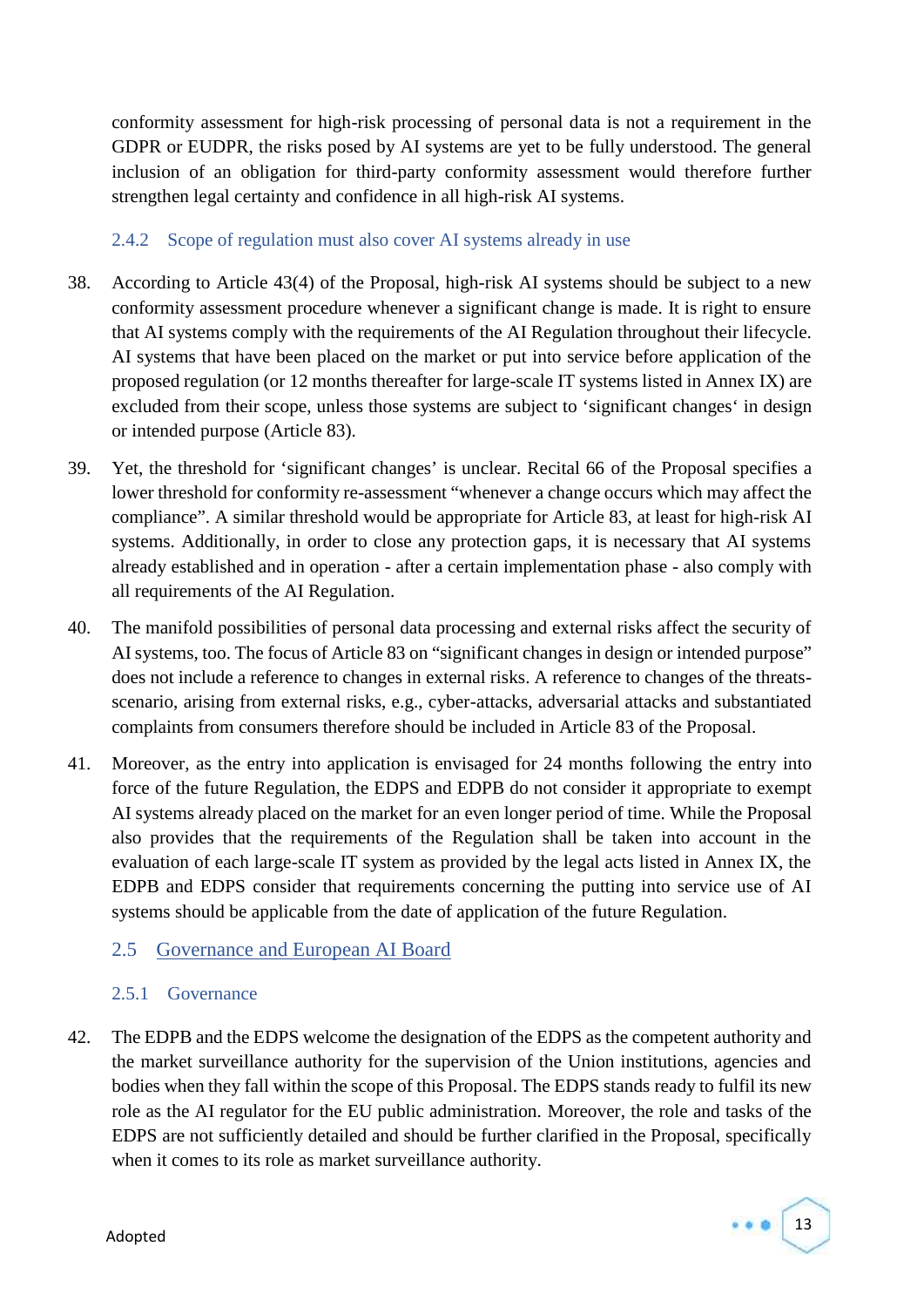conformity assessment for high-risk processing of personal data is not a requirement in the GDPR or EUDPR, the risks posed by AI systems are yet to be fully understood. The general inclusion of an obligation for third-party conformity assessment would therefore further strengthen legal certainty and confidence in all high-risk AI systems.

### 2.4.2 Scope of regulation must also cover AI systems already in use

38. According to Article 43(4) of the Proposal, high-risk AI systems should be subject to a new conformity assessment procedure whenever a significant change is made. It is right to ensure that AI systems comply with the requirements of the AI Regulation throughout their lifecycle. AI systems that have been placed on the market or put into service before application of the proposed regulation (or 12 months thereafter for large-scale IT systems listed in Annex IX) are excluded from their scope, unless those systems are subject to 'significant changes' in design or intended purpose (Article 83).

39. Yet, the threshold for 'significant changes' is unclear. Recital 66 of the Proposal specifies a lower threshold for conformity re-assessment "whenever a change occurs which may affect the compliance". A similar threshold would be appropriate for Article 83, at least for high-risk AI systems. Additionally, in order to close any protection gaps, it is necessary that AI systems already established and in operation - after a certain implementation phase - also comply with all requirements of the AI Regulation.

40. The manifold possibilities of personal data processing and external risks affect the security of AI systems, too. The focus of Article 83 on "significant changes in design or intended purpose" does not include a reference to changes in external risks. A reference to changes of the threats-scenario, arising from external risks, e.g., cyber-attacks, adversarial attacks and substantiated complaints from consumers therefore should be included in Article 83 of the Proposal.

41. Moreover, as the entry into application is envisaged for 24 months following the entry into force of the future Regulation, the EDPS and EDPB do not consider it appropriate to exempt AI systems already placed on the market for an even longer period of time. While the Proposal also provides that the requirements of the Regulation shall be taken into account in the evaluation of each large-scale IT system as provided by the legal acts listed in Annex IX, the EDPB and EDPS consider that requirements concerning the putting into service use of AI systems should be applicable from the date of application of the future Regulation.

## 2.5 Governance and European AI Board

### 2.5.1 Governance

42. The EDPB and the EDPS welcome the designation of the EDPS as the competent authority and the market surveillance authority for the supervision of the Union institutions, agencies and bodies when they fall within the scope of this Proposal. The EDPS stands ready to fulfil its new role as the AI regulator for the EU public administration. Moreover, the role and tasks of the EDPS are not sufficiently detailed and should be further clarified in the Proposal, specifically when it comes to its role as market surveillance authority.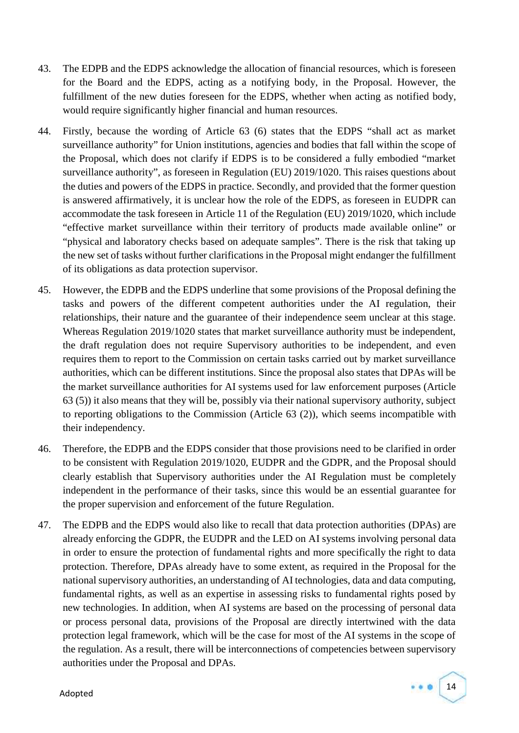43. The EDPB and the EDPS acknowledge the allocation of financial resources, which is foreseen for the Board and the EDPS, acting as a notifying body, in the Proposal. However, the fulfillment of the new duties foreseen for the EDPS, whether when acting as notified body, would require significantly higher financial and human resources.

44. Firstly, because the wording of Article 63 (6) states that the EDPS "shall act as market surveillance authority" for Union institutions, agencies and bodies that fall within the scope of the Proposal, which does not clarify if EDPS is to be considered a fully embodied "market surveillance authority", as foreseen in Regulation (EU) 2019/1020. This raises questions about the duties and powers of the EDPS in practice. Secondly, and provided that the former question is answered affirmatively, it is unclear how the role of the EDPS, as foreseen in EUDPR can accommodate the task foreseen in Article 11 of the Regulation (EU) 2019/1020, which include "effective market surveillance within their territory of products made available online" or "physical and laboratory checks based on adequate samples". There is the risk that taking up the new set of tasks without further clarifications in the Proposal might endanger the fulfillment of its obligations as data protection supervisor.

45. However, the EDPB and the EDPS underline that some provisions of the Proposal defining the tasks and powers of the different competent authorities under the AI regulation, their relationships, their nature and the guarantee of their independence seem unclear at this stage. Whereas Regulation 2019/1020 states that market surveillance authority must be independent, the draft regulation does not require Supervisory authorities to be independent, and even requires them to report to the Commission on certain tasks carried out by market surveillance authorities, which can be different institutions. Since the proposal also states that DPAs will be the market surveillance authorities for AI systems used for law enforcement purposes (Article 63 (5)) it also means that they will be, possibly via their national supervisory authority, subject to reporting obligations to the Commission (Article 63 (2)), which seems incompatible with their independency.

46. Therefore, the EDPB and the EDPS consider that those provisions need to be clarified in order to be consistent with Regulation 2019/1020, EUDPR and the GDPR, and the Proposal should clearly establish that Supervisory authorities under the AI Regulation must be completely independent in the performance of their tasks, since this would be an essential guarantee for the proper supervision and enforcement of the future Regulation.

47. The EDPB and the EDPS would also like to recall that data protection authorities (DPAs) are already enforcing the GDPR, the EUDPR and the LED on AI systems involving personal data in order to ensure the protection of fundamental rights and more specifically the right to data protection. Therefore, DPAs already have to some extent, as required in the Proposal for the national supervisory authorities, an understanding of AI technologies, data and data computing, fundamental rights, as well as an expertise in assessing risks to fundamental rights posed by new technologies. In addition, when AI systems are based on the processing of personal data or process personal data, provisions of the Proposal are directly intertwined with the data protection legal framework, which will be the case for most of the AI systems in the scope of the regulation. As a result, there will be interconnections of competencies between supervisory authorities under the Proposal and DPAs.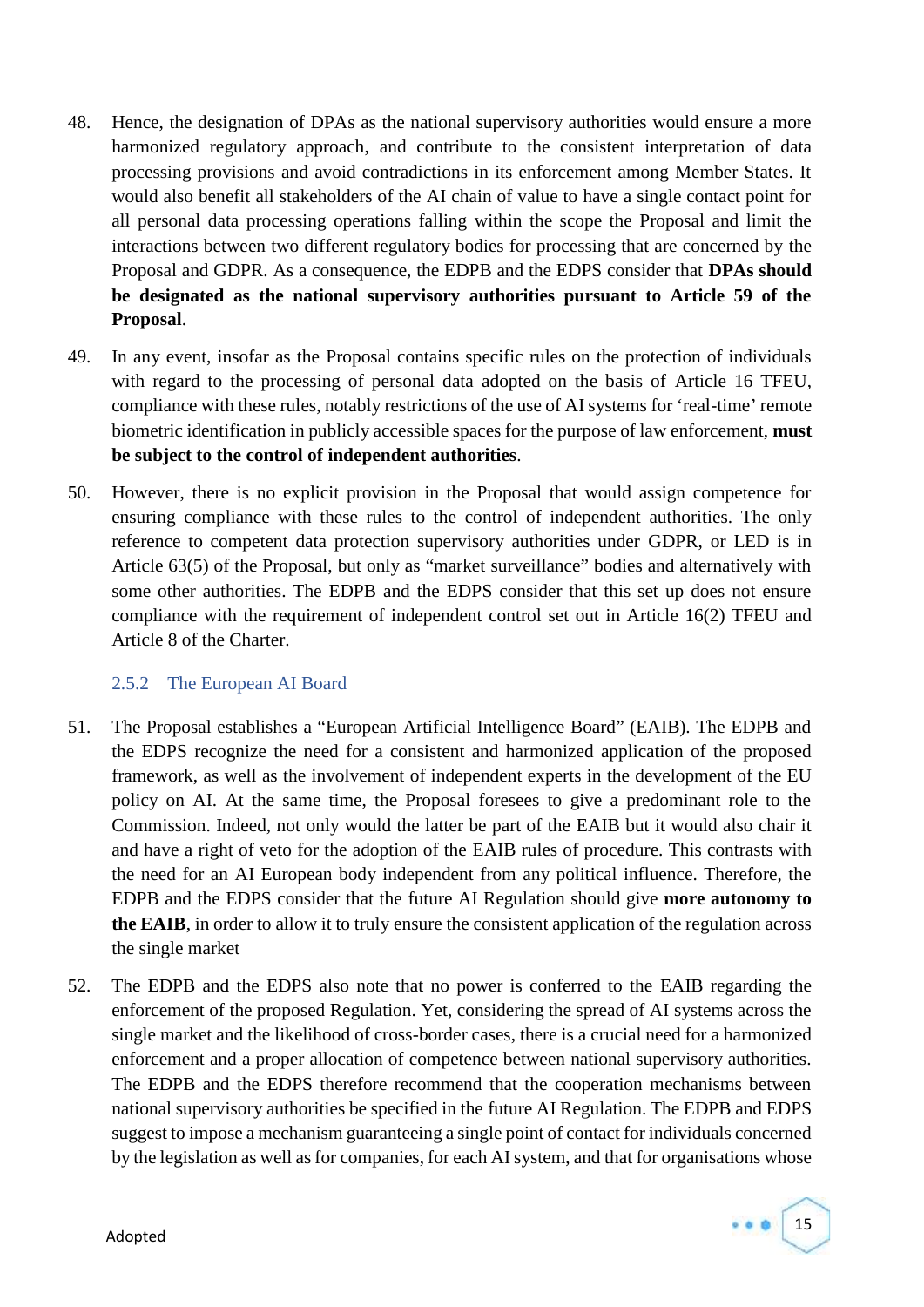48. Hence, the designation of DPAs as the national supervisory authorities would ensure a more harmonized regulatory approach, and contribute to the consistent interpretation of data processing provisions and avoid contradictions in its enforcement among Member States. It would also benefit all stakeholders of the AI chain of value to have a single contact point for all personal data processing operations falling within the scope the Proposal and limit the interactions between two different regulatory bodies for processing that are concerned by the Proposal and GDPR. As a consequence, the EDPB and the EDPS consider that **DPAs should be designated as the national supervisory authorities pursuant to Article 59 of the Proposal**.

49. In any event, insofar as the Proposal contains specific rules on the protection of individuals with regard to the processing of personal data adopted on the basis of Article 16 TFEU, compliance with these rules, notably restrictions of the use of AI systems for 'real-time' remote biometric identification in publicly accessible spaces for the purpose of law enforcement, **must be subject to the control of independent authorities**.

50. However, there is no explicit provision in the Proposal that would assign competence for ensuring compliance with these rules to the control of independent authorities. The only reference to competent data protection supervisory authorities under GDPR, or LED is in Article 63(5) of the Proposal, but only as "market surveillance" bodies and alternatively with some other authorities. The EDPB and the EDPS consider that this set up does not ensure compliance with the requirement of independent control set out in Article 16(2) TFEU and Article 8 of the Charter.

### 2.5.2 The European AI Board

51. The Proposal establishes a "European Artificial Intelligence Board" (EAIB). The EDPB and the EDPS recognize the need for a consistent and harmonized application of the proposed framework, as well as the involvement of independent experts in the development of the EU policy on AI. At the same time, the Proposal foresees to give a predominant role to the Commission. Indeed, not only would the latter be part of the EAIB but it would also chair it and have a right of veto for the adoption of the EAIB rules of procedure. This contrasts with the need for an AI European body independent from any political influence. Therefore, the EDPB and the EDPS consider that the future AI Regulation should give **more autonomy to the EAIB**, in order to allow it to truly ensure the consistent application of the regulation across the single market

52. The EDPB and the EDPS also note that no power is conferred to the EAIB regarding the enforcement of the proposed Regulation. Yet, considering the spread of AI systems across the single market and the likelihood of cross-border cases, there is a crucial need for a harmonized enforcement and a proper allocation of competence between national supervisory authorities. The EDPB and the EDPS therefore recommend that the cooperation mechanisms between national supervisory authorities be specified in the future AI Regulation. The EDPB and EDPS suggest to impose a mechanism guaranteeing a single point of contact for individuals concerned by the legislation as well as for companies, for each AI system, and that for organisations whose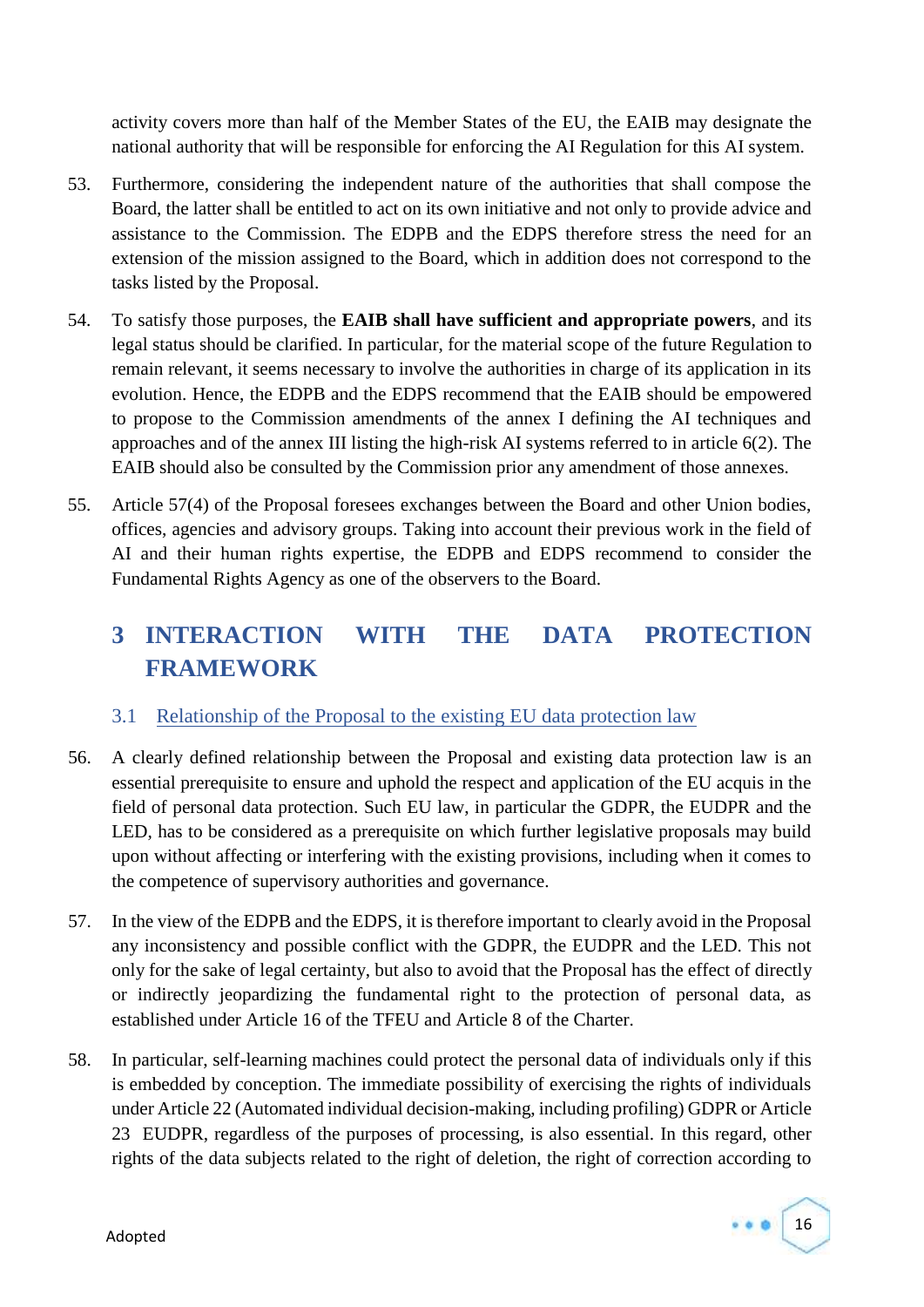activity covers more than half of the Member States of the EU, the EAIB may designate the national authority that will be responsible for enforcing the AI Regulation for this AI system.

53. Furthermore, considering the independent nature of the authorities that shall compose the Board, the latter shall be entitled to act on its own initiative and not only to provide advice and assistance to the Commission. The EDPB and the EDPS therefore stress the need for an extension of the mission assigned to the Board, which in addition does not correspond to the tasks listed by the Proposal.

54. To satisfy those purposes, the **EAIB shall have sufficient and appropriate powers**, and its legal status should be clarified. In particular, for the material scope of the future Regulation to remain relevant, it seems necessary to involve the authorities in charge of its application in its evolution. Hence, the EDPB and the EDPS recommend that the EAIB should be empowered to propose to the Commission amendments of the annex I defining the AI techniques and approaches and of the annex III listing the high-risk AI systems referred to in article 6(2). The EAIB should also be consulted by the Commission prior any amendment of those annexes.

55. Article 57(4) of the Proposal foresees exchanges between the Board and other Union bodies, offices, agencies and advisory groups. Taking into account their previous work in the field of AI and their human rights expertise, the EDPB and EDPS recommend to consider the Fundamental Rights Agency as one of the observers to the Board.

# 3 INTERACTION WITH THE DATA PROTECTION FRAMEWORK

## 3.1 Relationship of the Proposal to the existing EU data protection law

56. A clearly defined relationship between the Proposal and existing data protection law is an essential prerequisite to ensure and uphold the respect and application of the EU acquis in the field of personal data protection. Such EU law, in particular the GDPR, the EUDPR and the LED, has to be considered as a prerequisite on which further legislative proposals may build upon without affecting or interfering with the existing provisions, including when it comes to the competence of supervisory authorities and governance.

57. In the view of the EDPB and the EDPS, it is therefore important to clearly avoid in the Proposal any inconsistency and possible conflict with the GDPR, the EUDPR and the LED. This not only for the sake of legal certainty, but also to avoid that the Proposal has the effect of directly or indirectly jeopardizing the fundamental right to the protection of personal data, as established under Article 16 of the TFEU and Article 8 of the Charter.

58. In particular, self-learning machines could protect the personal data of individuals only if this is embedded by conception. The immediate possibility of exercising the rights of individuals under Article 22 (Automated individual decision-making, including profiling) GDPR or Article 23 EUDPR, regardless of the purposes of processing, is also essential. In this regard, other rights of the data subjects related to the right of deletion, the right of correction according to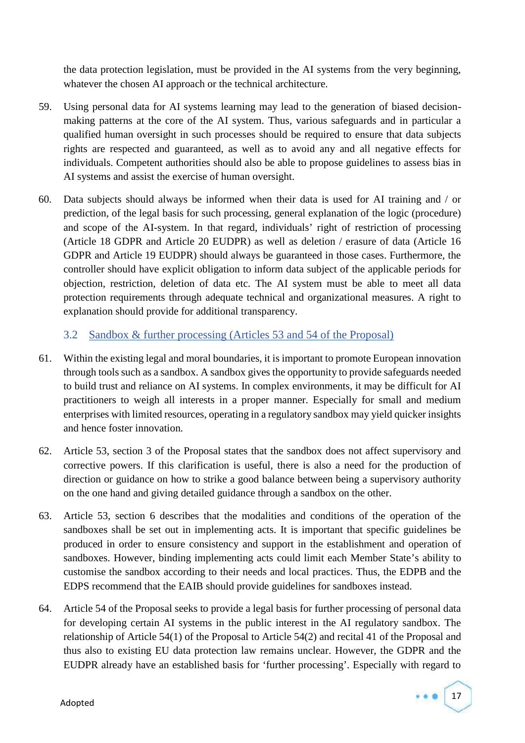the data protection legislation, must be provided in the AI systems from the very beginning, whatever the chosen AI approach or the technical architecture.

59. Using personal data for AI systems learning may lead to the generation of biased decision-making patterns at the core of the AI system. Thus, various safeguards and in particular a qualified human oversight in such processes should be required to ensure that data subjects rights are respected and guaranteed, as well as to avoid any and all negative effects for individuals. Competent authorities should also be able to propose guidelines to assess bias in AI systems and assist the exercise of human oversight.

60. Data subjects should always be informed when their data is used for AI training and / or prediction, of the legal basis for such processing, general explanation of the logic (procedure) and scope of the AI-system. In that regard, individuals' right of restriction of processing (Article 18 GDPR and Article 20 EUDPR) as well as deletion / erasure of data (Article 16 GDPR and Article 19 EUDPR) should always be guaranteed in those cases. Furthermore, the controller should have explicit obligation to inform data subject of the applicable periods for objection, restriction, deletion of data etc. The AI system must be able to meet all data protection requirements through adequate technical and organizational measures. A right to explanation should provide for additional transparency.

## 3.2 Sandbox & further processing (Articles 53 and 54 of the Proposal)

61. Within the existing legal and moral boundaries, it is important to promote European innovation through tools such as a sandbox. A sandbox gives the opportunity to provide safeguards needed to build trust and reliance on AI systems. In complex environments, it may be difficult for AI practitioners to weigh all interests in a proper manner. Especially for small and medium enterprises with limited resources, operating in a regulatory sandbox may yield quicker insights and hence foster innovation.

62. Article 53, section 3 of the Proposal states that the sandbox does not affect supervisory and corrective powers. If this clarification is useful, there is also a need for the production of direction or guidance on how to strike a good balance between being a supervisory authority on the one hand and giving detailed guidance through a sandbox on the other.

63. Article 53, section 6 describes that the modalities and conditions of the operation of the sandboxes shall be set out in implementing acts. It is important that specific guidelines be produced in order to ensure consistency and support in the establishment and operation of sandboxes. However, binding implementing acts could limit each Member State's ability to customise the sandbox according to their needs and local practices. Thus, the EDPB and the EDPS recommend that the EAIB should provide guidelines for sandboxes instead.

64. Article 54 of the Proposal seeks to provide a legal basis for further processing of personal data for developing certain AI systems in the public interest in the AI regulatory sandbox. The relationship of Article 54(1) of the Proposal to Article 54(2) and recital 41 of the Proposal and thus also to existing EU data protection law remains unclear. However, the GDPR and the EUDPR already have an established basis for 'further processing'. Especially with regard to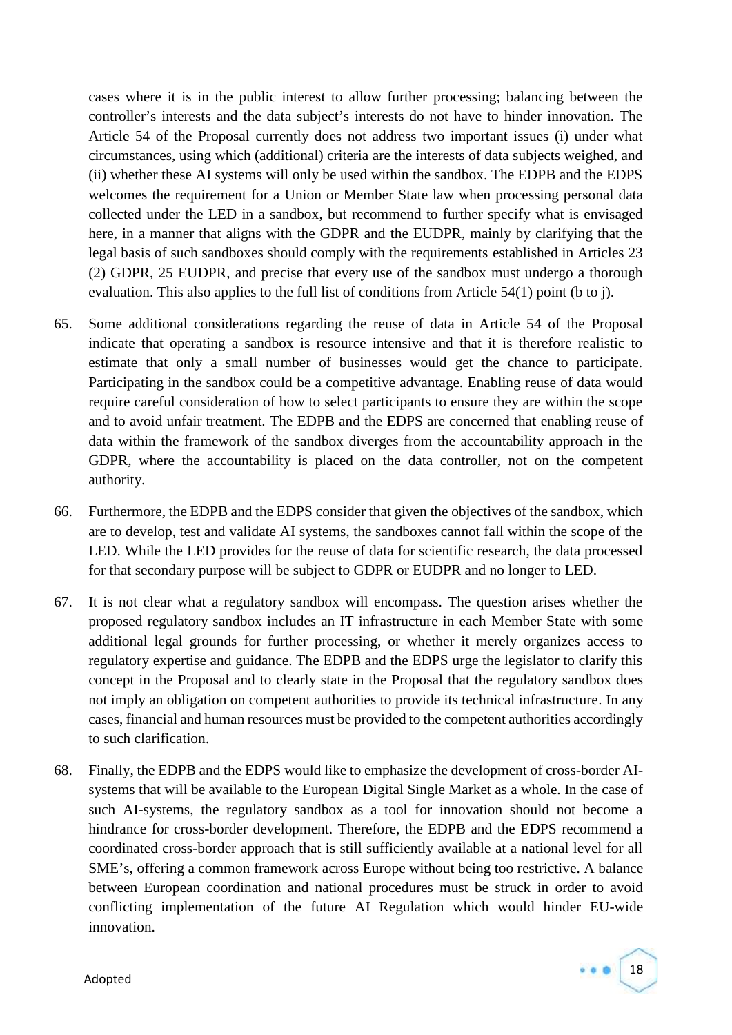cases where it is in the public interest to allow further processing; balancing between the controller's interests and the data subject's interests do not have to hinder innovation. The Article 54 of the Proposal currently does not address two important issues (i) under what circumstances, using which (additional) criteria are the interests of data subjects weighed, and (ii) whether these AI systems will only be used within the sandbox. The EDPB and the EDPS welcomes the requirement for a Union or Member State law when processing personal data collected under the LED in a sandbox, but recommend to further specify what is envisaged here, in a manner that aligns with the GDPR and the EUDPR, mainly by clarifying that the legal basis of such sandboxes should comply with the requirements established in Articles 23 (2) GDPR, 25 EUDPR, and precise that every use of the sandbox must undergo a thorough evaluation. This also applies to the full list of conditions from Article 54(1) point (b to j).

65. Some additional considerations regarding the reuse of data in Article 54 of the Proposal indicate that operating a sandbox is resource intensive and that it is therefore realistic to estimate that only a small number of businesses would get the chance to participate. Participating in the sandbox could be a competitive advantage. Enabling reuse of data would require careful consideration of how to select participants to ensure they are within the scope and to avoid unfair treatment. The EDPB and the EDPS are concerned that enabling reuse of data within the framework of the sandbox diverges from the accountability approach in the GDPR, where the accountability is placed on the data controller, not on the competent authority.

66. Furthermore, the EDPB and the EDPS consider that given the objectives of the sandbox, which are to develop, test and validate AI systems, the sandboxes cannot fall within the scope of the LED. While the LED provides for the reuse of data for scientific research, the data processed for that secondary purpose will be subject to GDPR or EUDPR and no longer to LED.

67. It is not clear what a regulatory sandbox will encompass. The question arises whether the proposed regulatory sandbox includes an IT infrastructure in each Member State with some additional legal grounds for further processing, or whether it merely organizes access to regulatory expertise and guidance. The EDPB and the EDPS urge the legislator to clarify this concept in the Proposal and to clearly state in the Proposal that the regulatory sandbox does not imply an obligation on competent authorities to provide its technical infrastructure. In any cases, financial and human resources must be provided to the competent authorities accordingly to such clarification.

68. Finally, the EDPB and the EDPS would like to emphasize the development of cross-border AI-systems that will be available to the European Digital Single Market as a whole. In the case of such AI-systems, the regulatory sandbox as a tool for innovation should not become a hindrance for cross-border development. Therefore, the EDPB and the EDPS recommend a coordinated cross-border approach that is still sufficiently available at a national level for all SME's, offering a common framework across Europe without being too restrictive. A balance between European coordination and national procedures must be struck in order to avoid conflicting implementation of the future AI Regulation which would hinder EU-wide innovation.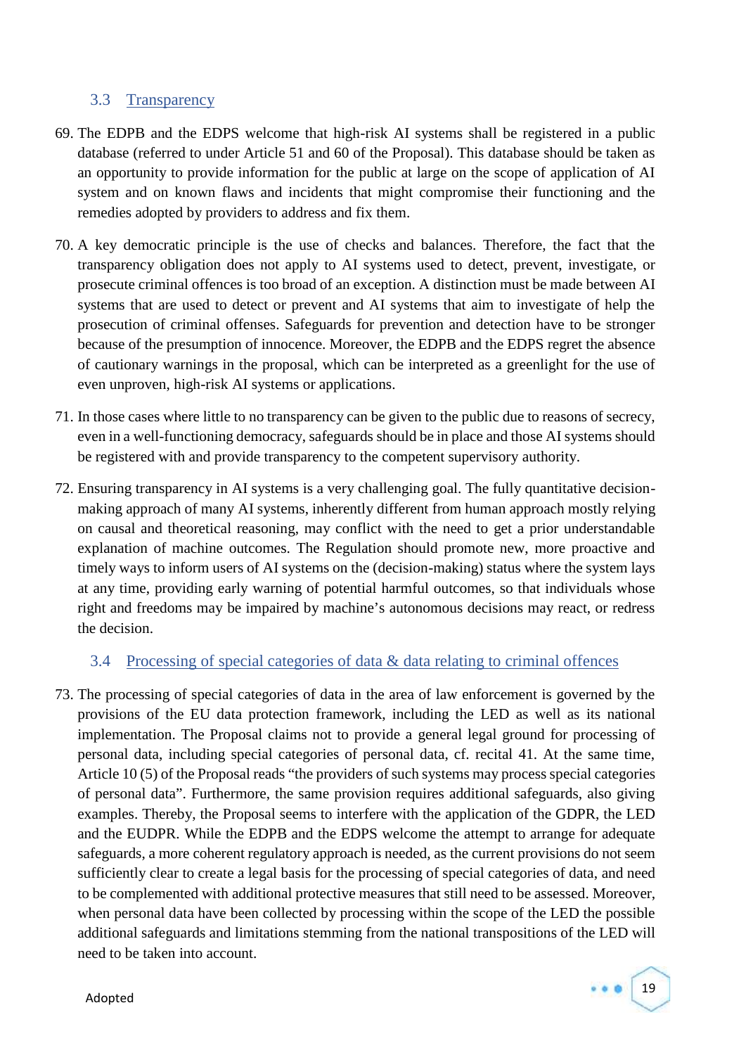### 3.3 Transparency

69. The EDPB and the EDPS welcome that high-risk AI systems shall be registered in a public database (referred to under Article 51 and 60 of the Proposal). This database should be taken as an opportunity to provide information for the public at large on the scope of application of AI system and on known flaws and incidents that might compromise their functioning and the remedies adopted by providers to address and fix them.

70. A key democratic principle is the use of checks and balances. Therefore, the fact that the transparency obligation does not apply to AI systems used to detect, prevent, investigate, or prosecute criminal offences is too broad of an exception. A distinction must be made between AI systems that are used to detect or prevent and AI systems that aim to investigate of help the prosecution of criminal offenses. Safeguards for prevention and detection have to be stronger because of the presumption of innocence. Moreover, the EDPB and the EDPS regret the absence of cautionary warnings in the proposal, which can be interpreted as a greenlight for the use of even unproven, high-risk AI systems or applications.

71. In those cases where little to no transparency can be given to the public due to reasons of secrecy, even in a well-functioning democracy, safeguards should be in place and those AI systems should be registered with and provide transparency to the competent supervisory authority.

72. Ensuring transparency in AI systems is a very challenging goal. The fully quantitative decision-making approach of many AI systems, inherently different from human approach mostly relying on causal and theoretical reasoning, may conflict with the need to get a prior understandable explanation of machine outcomes. The Regulation should promote new, more proactive and timely ways to inform users of AI systems on the (decision-making) status where the system lays at any time, providing early warning of potential harmful outcomes, so that individuals whose right and freedoms may be impaired by machine's autonomous decisions may react, or redress the decision.

### 3.4 Processing of special categories of data & data relating to criminal offences

73. The processing of special categories of data in the area of law enforcement is governed by the provisions of the EU data protection framework, including the LED as well as its national implementation. The Proposal claims not to provide a general legal ground for processing of personal data, including special categories of personal data, cf. recital 41. At the same time, Article 10 (5) of the Proposal reads "the providers of such systems may process special categories of personal data". Furthermore, the same provision requires additional safeguards, also giving examples. Thereby, the Proposal seems to interfere with the application of the GDPR, the LED and the EUDPR. While the EDPB and the EDPS welcome the attempt to arrange for adequate safeguards, a more coherent regulatory approach is needed, as the current provisions do not seem sufficiently clear to create a legal basis for the processing of special categories of data, and need to be complemented with additional protective measures that still need to be assessed. Moreover, when personal data have been collected by processing within the scope of the LED the possible additional safeguards and limitations stemming from the national transpositions of the LED will need to be taken into account.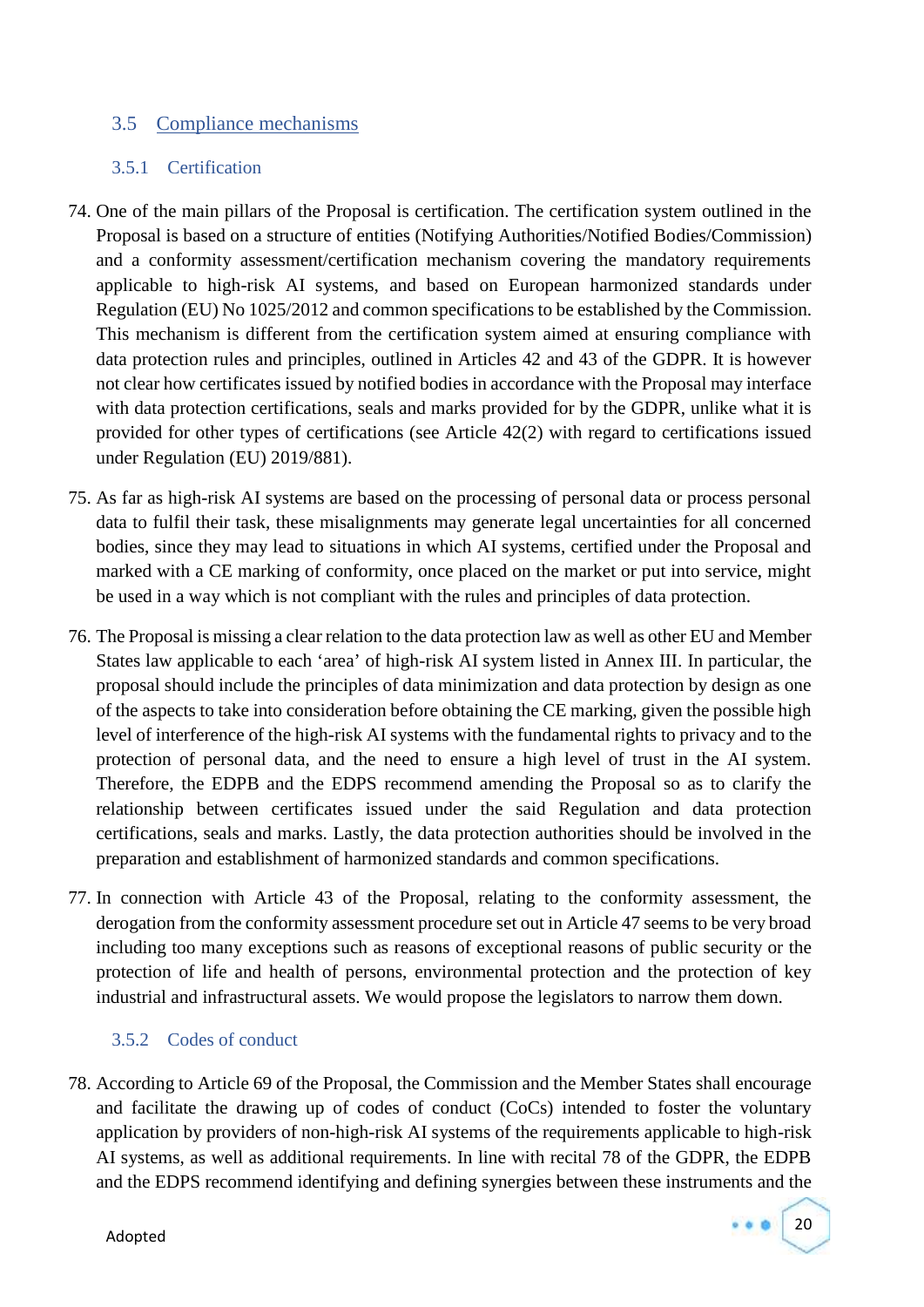## 3.5 Compliance mechanisms

### 3.5.1 Certification

74. One of the main pillars of the Proposal is certification. The certification system outlined in the Proposal is based on a structure of entities (Notifying Authorities/Notified Bodies/Commission) and a conformity assessment/certification mechanism covering the mandatory requirements applicable to high-risk AI systems, and based on European harmonized standards under Regulation (EU) No 1025/2012 and common specifications to be established by the Commission. This mechanism is different from the certification system aimed at ensuring compliance with data protection rules and principles, outlined in Articles 42 and 43 of the GDPR. It is however not clear how certificates issued by notified bodies in accordance with the Proposal may interface with data protection certifications, seals and marks provided for by the GDPR, unlike what it is provided for other types of certifications (see Article 42(2) with regard to certifications issued under Regulation (EU) 2019/881).

75. As far as high-risk AI systems are based on the processing of personal data or process personal data to fulfil their task, these misalignments may generate legal uncertainties for all concerned bodies, since they may lead to situations in which AI systems, certified under the Proposal and marked with a CE marking of conformity, once placed on the market or put into service, might be used in a way which is not compliant with the rules and principles of data protection.

76. The Proposal is missing a clear relation to the data protection law as well as other EU and Member States law applicable to each 'area' of high-risk AI system listed in Annex III. In particular, the proposal should include the principles of data minimization and data protection by design as one of the aspects to take into consideration before obtaining the CE marking, given the possible high level of interference of the high-risk AI systems with the fundamental rights to privacy and to the protection of personal data, and the need to ensure a high level of trust in the AI system. Therefore, the EDPB and the EDPS recommend amending the Proposal so as to clarify the relationship between certificates issued under the said Regulation and data protection certifications, seals and marks. Lastly, the data protection authorities should be involved in the preparation and establishment of harmonized standards and common specifications.

77. In connection with Article 43 of the Proposal, relating to the conformity assessment, the derogation from the conformity assessment procedure set out in Article 47 seems to be very broad including too many exceptions such as reasons of exceptional reasons of public security or the protection of life and health of persons, environmental protection and the protection of key industrial and infrastructural assets. We would propose the legislators to narrow them down.

### 3.5.2 Codes of conduct

78. According to Article 69 of the Proposal, the Commission and the Member States shall encourage and facilitate the drawing up of codes of conduct (CoCs) intended to foster the voluntary application by providers of non-high-risk AI systems of the requirements applicable to high-risk AI systems, as well as additional requirements. In line with recital 78 of the GDPR, the EDPB and the EDPS recommend identifying and defining synergies between these instruments and the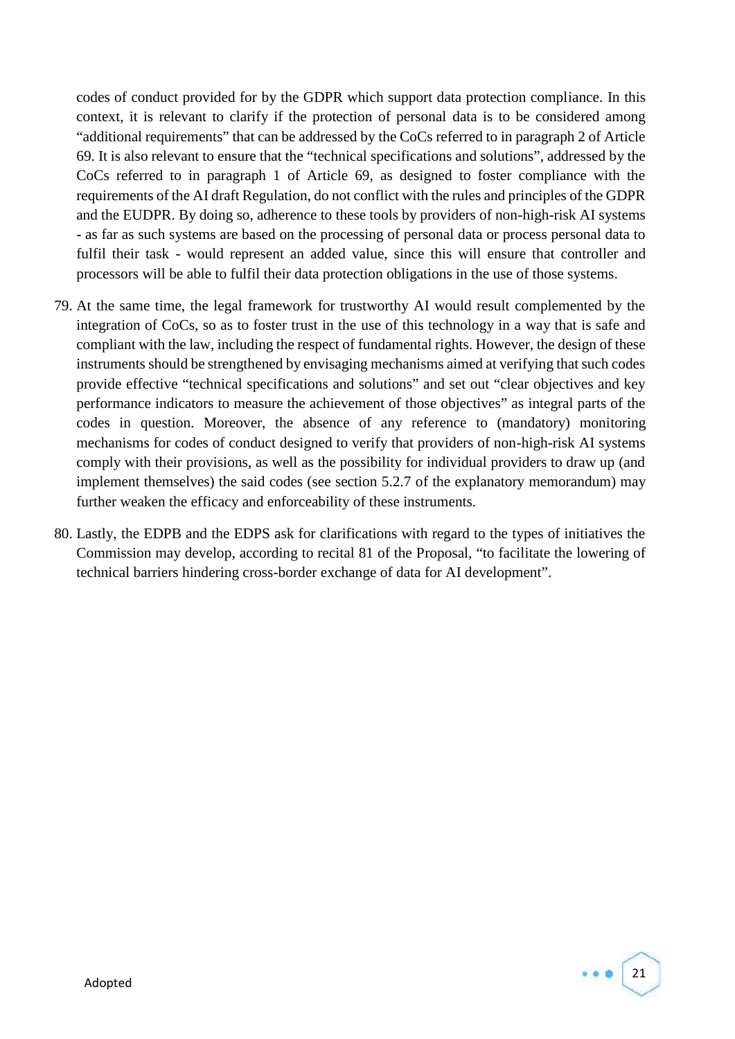codes of conduct provided for by the GDPR which support data protection compliance. In this context, it is relevant to clarify if the protection of personal data is to be considered among "additional requirements" that can be addressed by the CoCs referred to in paragraph 2 of Article 69. It is also relevant to ensure that the "technical specifications and solutions", addressed by the CoCs referred to in paragraph 1 of Article 69, as designed to foster compliance with the requirements of the AI draft Regulation, do not conflict with the rules and principles of the GDPR and the EUDPR. By doing so, adherence to these tools by providers of non-high-risk AI systems - as far as such systems are based on the processing of personal data or process personal data to fulfil their task - would represent an added value, since this will ensure that controller and processors will be able to fulfil their data protection obligations in the use of those systems.

79. At the same time, the legal framework for trustworthy AI would result complemented by the integration of CoCs, so as to foster trust in the use of this technology in a way that is safe and compliant with the law, including the respect of fundamental rights. However, the design of these instruments should be strengthened by envisaging mechanisms aimed at verifying that such codes provide effective "technical specifications and solutions" and set out "clear objectives and key performance indicators to measure the achievement of those objectives" as integral parts of the codes in question. Moreover, the absence of any reference to (mandatory) monitoring mechanisms for codes of conduct designed to verify that providers of non-high-risk AI systems comply with their provisions, as well as the possibility for individual providers to draw up (and implement themselves) the said codes (see section 5.2.7 of the explanatory memorandum) may further weaken the efficacy and enforceability of these instruments.

80. Lastly, the EDPB and the EDPS ask for clarifications with regard to the types of initiatives the Commission may develop, according to recital 81 of the Proposal, "to facilitate the lowering of technical barriers hindering cross-border exchange of data for AI development".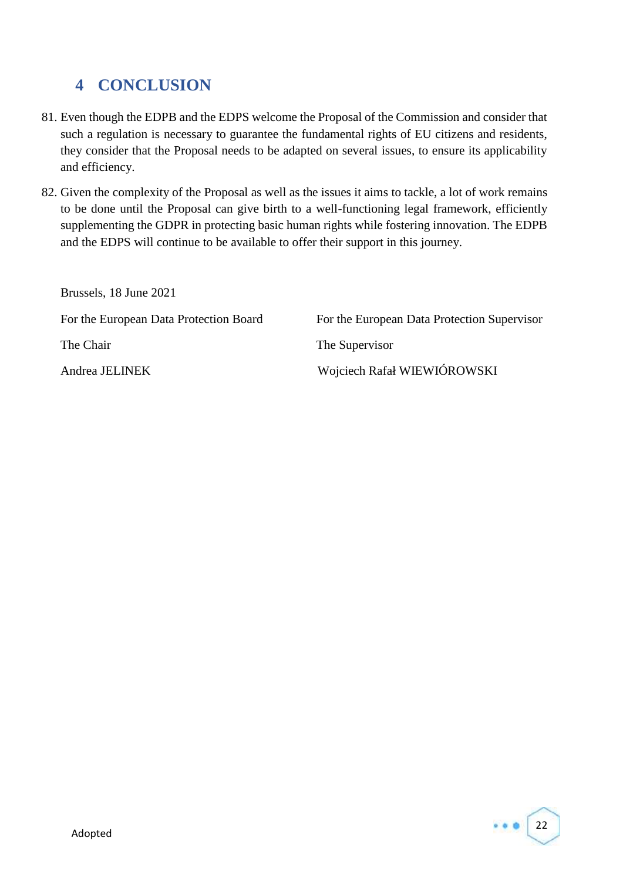# 4 CONCLUSION

81. Even though the EDPB and the EDPS welcome the Proposal of the Commission and consider that such a regulation is necessary to guarantee the fundamental rights of EU citizens and residents, they consider that the Proposal needs to be adapted on several issues, to ensure its applicability and efficiency.

82. Given the complexity of the Proposal as well as the issues it aims to tackle, a lot of work remains to be done until the Proposal can give birth to a well-functioning legal framework, efficiently supplementing the GDPR in protecting basic human rights while fostering innovation. The EDPB and the EDPS will continue to be available to offer their support in this journey.

Brussels, 18 June 2021

| | |
|---|---|
| For the European Data Protection Board | For the European Data Protection Supervisor |
| The Chair | The Supervisor |
| Andrea JELINEK | Wojciech Rafał WIEWIÓROWSKI |